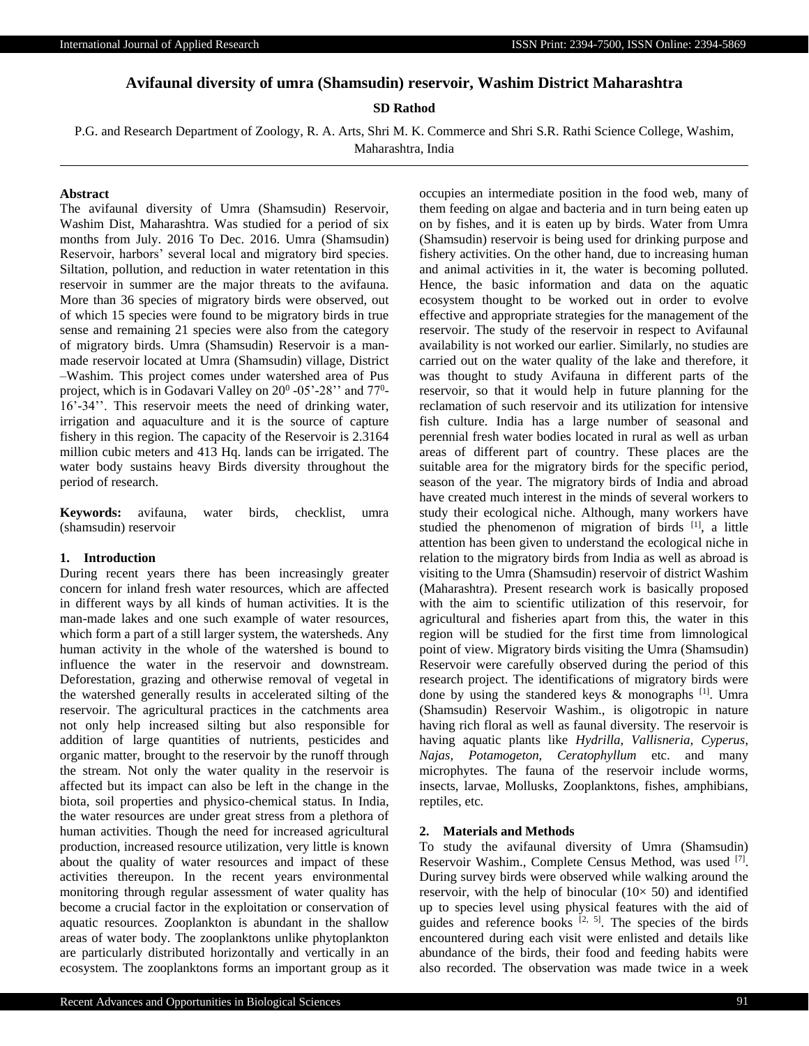# Avifaunal diversity of umra (Shamsudin) reservoir, Washim District Maharashtra

**SD Rathod**

P.G. and Research Department of Zoology, R. A. Arts, Shri M. K. Commerce and Shri S.R. Rathi Science College, Washim, Maharashtra, India

## Abstract

The avifaunal diversity of Umra (Shamsudin) Reservoir, Washim Dist, Maharashtra. Was studied for a period of six months from July. 2016 To Dec. 2016. Umra (Shamsudin) Reservoir, harbors' several local and migratory bird species. Siltation, pollution, and reduction in water retentation in this reservoir in summer are the major threats to the avifauna. More than 36 species of migratory birds were observed, out of which 15 species were found to be migratory birds in true sense and remaining 21 species were also from the category of migratory birds. Umra (Shamsudin) Reservoir is a man-made reservoir located at Umra (Shamsudin) village, District –Washim. This project comes under watershed area of Pus project, which is in Godavari Valley on $20^0$ -05'-28'' and $77^0$-16'-34''. This reservoir meets the need of drinking water, irrigation and aquaculture and it is the source of capture fishery in this region. The capacity of the Reservoir is 2.3164 million cubic meters and 413 Hq. lands can be irrigated. The water body sustains heavy Birds diversity throughout the period of research.

**Keywords:** avifauna, water birds, checklist, umra (shamsudin) reservoir

## 1. Introduction

During recent years there has been increasingly greater concern for inland fresh water resources, which are affected in different ways by all kinds of human activities. It is the man-made lakes and one such example of water resources, which form a part of a still larger system, the watersheds. Any human activity in the whole of the watershed is bound to influence the water in the reservoir and downstream. Deforestation, grazing and otherwise removal of vegetal in the watershed generally results in accelerated silting of the reservoir. The agricultural practices in the catchments area not only help increased silting but also responsible for addition of large quantities of nutrients, pesticides and organic matter, brought to the reservoir by the runoff through the stream. Not only the water quality in the reservoir is affected but its impact can also be left in the change in the biota, soil properties and physico-chemical status. In India, the water resources are under great stress from a plethora of human activities. Though the need for increased agricultural production, increased resource utilization, very little is known about the quality of water resources and impact of these activities thereupon. In the recent years environmental monitoring through regular assessment of water quality has become a crucial factor in the exploitation or conservation of aquatic resources. Zooplankton is abundant in the shallow areas of water body. The zooplanktons unlike phytoplankton are particularly distributed horizontally and vertically in an ecosystem. The zooplanktons forms an important group as it occupies an intermediate position in the food web, many of them feeding on algae and bacteria and in turn being eaten up on by fishes, and it is eaten up by birds. Water from Umra (Shamsudin) reservoir is being used for drinking purpose and fishery activities. On the other hand, due to increasing human and animal activities in it, the water is becoming polluted. Hence, the basic information and data on the aquatic ecosystem thought to be worked out in order to evolve effective and appropriate strategies for the management of the reservoir. The study of the reservoir in respect to Avifaunal availability is not worked our earlier. Similarly, no studies are carried out on the water quality of the lake and therefore, it was thought to study Avifauna in different parts of the reservoir, so that it would help in future planning for the reclamation of such reservoir and its utilization for intensive fish culture. India has a large number of seasonal and perennial fresh water bodies located in rural as well as urban areas of different part of country. These places are the suitable area for the migratory birds for the specific period, season of the year. The migratory birds of India and abroad have created much interest in the minds of several workers to study their ecological niche. Although, many workers have studied the phenomenon of migration of birds [1], a little attention has been given to understand the ecological niche in relation to the migratory birds from India as well as abroad is visiting to the Umra (Shamsudin) reservoir of district Washim (Maharashtra). Present research work is basically proposed with the aim to scientific utilization of this reservoir, for agricultural and fisheries apart from this, the water in this region will be studied for the first time from limnological point of view. Migratory birds visiting the Umra (Shamsudin) Reservoir were carefully observed during the period of this research project. The identifications of migratory birds were done by using the standered keys & monographs [1]. Umra (Shamsudin) Reservoir Washim., is oligotropic in nature having rich floral as well as faunal diversity. The reservoir is having aquatic plants like *Hydrilla, Vallisneria, Cyperus, Najas, Potamogeton, Ceratophyllum* etc. and many microphytes. The fauna of the reservoir include worms, insects, larvae, Mollusks, Zooplanktons, fishes, amphibians, reptiles, etc.

## 2. Materials and Methods

To study the avifaunal diversity of Umra (Shamsudin) Reservoir Washim., Complete Census Method, was used [7]. During survey birds were observed while walking around the reservoir, with the help of binocular (10× 50) and identified up to species level using physical features with the aid of guides and reference books [2, 5]. The species of the birds encountered during each visit were enlisted and details like abundance of the birds, their food and feeding habits were also recorded. The observation was made twice in a week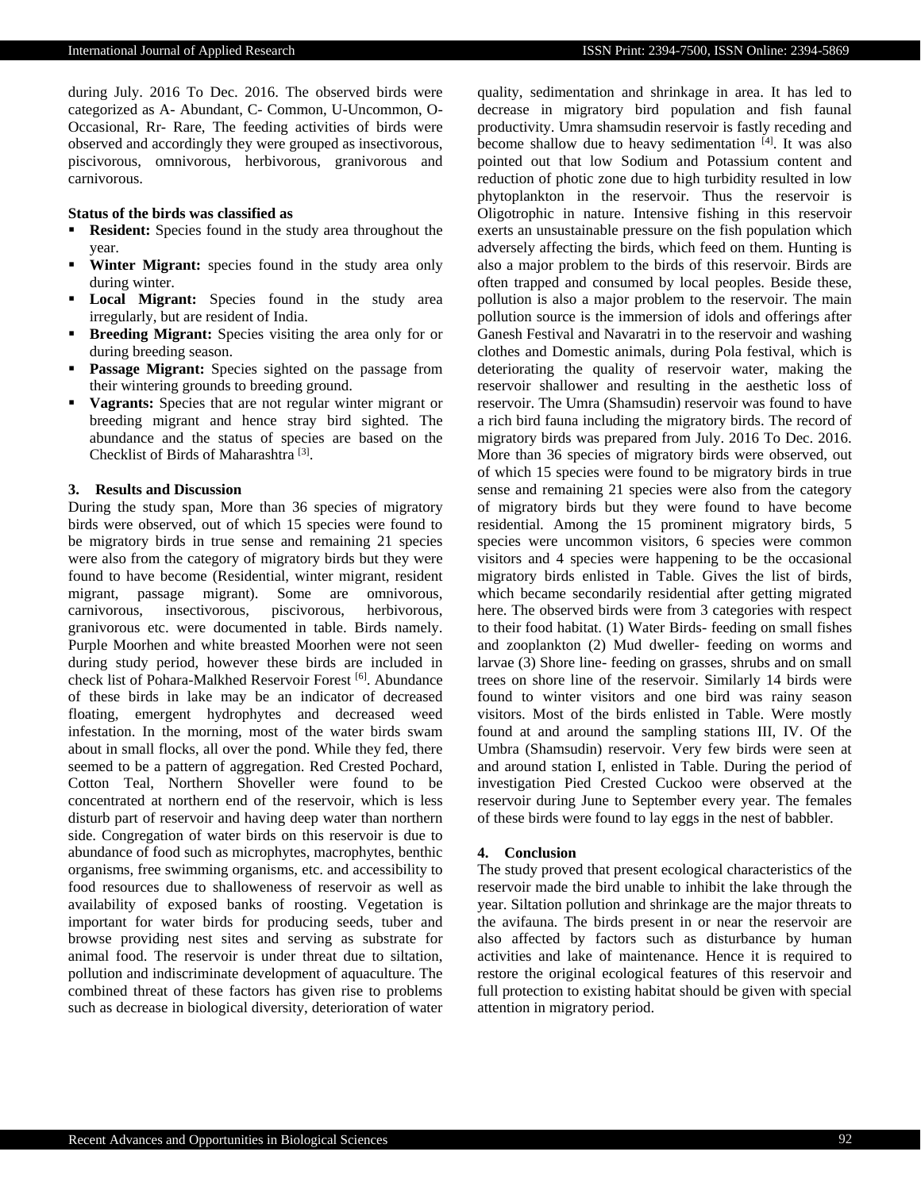during July. 2016 To Dec. 2016. The observed birds were categorized as A- Abundant, C- Common, U-Uncommon, O-Occasional, Rr- Rare, The feeding activities of birds were observed and accordingly they were grouped as insectivorous, piscivorous, omnivorous, herbivorous, granivorous and carnivorous.

**Status of the birds was classified as**

- **Resident:** Species found in the study area throughout the year.
- **Winter Migrant:** species found in the study area only during winter.
- **Local Migrant:** Species found in the study area irregularly, but are resident of India.
- **Breeding Migrant:** Species visiting the area only for or during breeding season.
- **Passage Migrant:** Species sighted on the passage from their wintering grounds to breeding ground.
- **Vagrants:** Species that are not regular winter migrant or breeding migrant and hence stray bird sighted. The abundance and the status of species are based on the Checklist of Birds of Maharashtra [3].

## 3. Results and Discussion

During the study span, More than 36 species of migratory birds were observed, out of which 15 species were found to be migratory birds in true sense and remaining 21 species were also from the category of migratory birds but they were found to have become (Residential, winter migrant, resident migrant, passage migrant). Some are omnivorous, carnivorous, insectivorous, piscivorous, herbivorous, granivorous etc. were documented in table. Birds namely. Purple Moorhen and white breasted Moorhen were not seen during study period, however these birds are included in check list of Pohara-Malkhed Reservoir Forest [6]. Abundance of these birds in lake may be an indicator of decreased floating, emergent hydrophytes and decreased weed infestation. In the morning, most of the water birds swam about in small flocks, all over the pond. While they fed, there seemed to be a pattern of aggregation. Red Crested Pochard, Cotton Teal, Northern Shoveller were found to be concentrated at northern end of the reservoir, which is less disturb part of reservoir and having deep water than northern side. Congregation of water birds on this reservoir is due to abundance of food such as microphytes, macrophytes, benthic organisms, free swimming organisms, etc. and accessibility to food resources due to shalloweness of reservoir as well as availability of exposed banks of roosting. Vegetation is important for water birds for producing seeds, tuber and browse providing nest sites and serving as substrate for animal food. The reservoir is under threat due to siltation, pollution and indiscriminate development of aquaculture. The combined threat of these factors has given rise to problems such as decrease in biological diversity, deterioration of water quality, sedimentation and shrinkage in area. It has led to decrease in migratory bird population and fish faunal productivity. Umra shamsudin reservoir is fastly receding and become shallow due to heavy sedimentation [4]. It was also pointed out that low Sodium and Potassium content and reduction of photic zone due to high turbidity resulted in low phytoplankton in the reservoir. Thus the reservoir is Oligotrophic in nature. Intensive fishing in this reservoir exerts an unsustainable pressure on the fish population which adversely affecting the birds, which feed on them. Hunting is also a major problem to the birds of this reservoir. Birds are often trapped and consumed by local peoples. Beside these, pollution is also a major problem to the reservoir. The main pollution source is the immersion of idols and offerings after Ganesh Festival and Navaratri in to the reservoir and washing clothes and Domestic animals, during Pola festival, which is deteriorating the quality of reservoir water, making the reservoir shallower and resulting in the aesthetic loss of reservoir. The Umra (Shamsudin) reservoir was found to have a rich bird fauna including the migratory birds. The record of migratory birds was prepared from July. 2016 To Dec. 2016. More than 36 species of migratory birds were observed, out of which 15 species were found to be migratory birds in true sense and remaining 21 species were also from the category of migratory birds but they were found to have become residential. Among the 15 prominent migratory birds, 5 species were uncommon visitors, 6 species were common visitors and 4 species were happening to be the occasional migratory birds enlisted in Table. Gives the list of birds, which became secondarily residential after getting migrated here. The observed birds were from 3 categories with respect to their food habitat. (1) Water Birds- feeding on small fishes and zooplankton (2) Mud dweller- feeding on worms and larvae (3) Shore line- feeding on grasses, shrubs and on small trees on shore line of the reservoir. Similarly 14 birds were found to winter visitors and one bird was rainy season visitors. Most of the birds enlisted in Table. Were mostly found at and around the sampling stations III, IV. Of the Umbra (Shamsudin) reservoir. Very few birds were seen at and around station I, enlisted in Table. During the period of investigation Pied Crested Cuckoo were observed at the reservoir during June to September every year. The females of these birds were found to lay eggs in the nest of babbler.

## 4. Conclusion

The study proved that present ecological characteristics of the reservoir made the bird unable to inhibit the lake through the year. Siltation pollution and shrinkage are the major threats to the avifauna. The birds present in or near the reservoir are also affected by factors such as disturbance by human activities and lake of maintenance. Hence it is required to restore the original ecological features of this reservoir and full protection to existing habitat should be given with special attention in migratory period.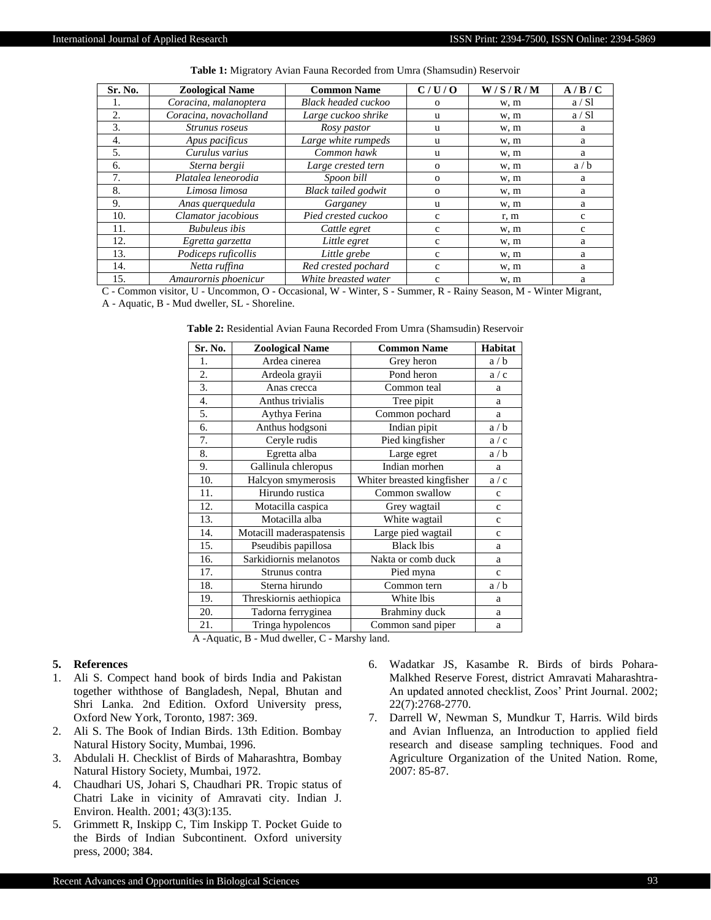**Table 1:** Migratory Avian Fauna Recorded from Umra (Shamsudin) Reservoir

| Sr. No. | Zoological Name | Common Name | C / U / O | W / S / R / M | A / B / C |
|---|---|---|---|---|---|
| 1. | *Coracina, malanoptera* | *Black headed cuckoo* | o | w, m | a / Sl |
| 2. | *Coracina, novacholland* | *Large cuckoo shrike* | u | w, m | a / Sl |
| 3. | *Strunus roseus* | *Rosy pastor* | u | w, m | a |
| 4. | *Apus pacificus* | *Large white rumpeds* | u | w, m | a |
| 5. | *Curulus varius* | *Common hawk* | u | w, m | a |
| 6. | *Sterna bergii* | *Large crested tern* | o | w, m | a / b |
| 7. | *Platalea leneorodia* | *Spoon bill* | o | w, m | a |
| 8. | *Limosa limosa* | *Black tailed godwit* | o | w, m | a |
| 9. | *Anas querquedula* | *Garganey* | u | w, m | a |
| 10. | *Clamator jacobious* | *Pied crested cuckoo* | c | r, m | c |
| 11. | *Bubuleus ibis* | *Cattle egret* | c | w, m | c |
| 12. | *Egretta garzetta* | *Little egret* | c | w, m | a |
| 13. | *Podiceps ruficollis* | *Little grebe* | c | w, m | a |
| 14. | *Netta ruffina* | *Red crested pochard* | c | w, m | a |
| 15. | *Amaurornis phoenicur* | *White breasted water* | c | w, m | a |

C - Common visitor, U - Uncommon, O - Occasional, W - Winter, S - Summer, R - Rainy Season, M - Winter Migrant, A - Aquatic, B - Mud dweller, SL - Shoreline.

**Table 2:** Residential Avian Fauna Recorded From Umra (Shamsudin) Reservoir

| Sr. No. | Zoological Name | Common Name | Habitat |
|---|---|---|---|
| 1. | Ardea cinerea | Grey heron | a / b |
| 2. | Ardeola grayii | Pond heron | a / c |
| 3. | Anas crecca | Common teal | a |
| 4. | Anthus trivialis | Tree pipit | a |
| 5. | Aythya Ferina | Common pochard | a |
| 6. | Anthus hodgsoni | Indian pipit | a / b |
| 7. | Ceryle rudis | Pied kingfisher | a / c |
| 8. | Egretta alba | Large egret | a / b |
| 9. | Gallinula chleropus | Indian morhen | a |
| 10. | Halcyon smymerosis | Whiter breasted kingfisher | a / c |
| 11. | Hirundo rustica | Common swallow | c |
| 12. | Motacilla caspica | Grey wagtail | c |
| 13. | Motacilla alba | White wagtail | c |
| 14. | Motacill maderaspatensis | Large pied wagtail | c |
| 15. | Pseudibis papillosa | Black lbis | a |
| 16. | Sarkidiornis melanotos | Nakta or comb duck | a |
| 17. | Strunus contra | Pied myna | c |
| 18. | Sterna hirundo | Common tern | a / b |
| 19. | Threskiornis aethiopica | White lbis | a |
| 20. | Tadorna ferryginea | Brahminy duck | a |
| 21. | Tringa hypolencos | Common sand piper | a |

A -Aquatic, B - Mud dweller, C - Marshy land.

## 5. References

1. Ali S. Compect hand book of birds India and Pakistan together withthose of Bangladesh, Nepal, Bhutan and Shri Lanka. 2nd Edition. Oxford University press, Oxford New York, Toronto, 1987: 369.
2. Ali S. The Book of Indian Birds. 13th Edition. Bombay Natural History Socity, Mumbai, 1996.
3. Abdulali H. Checklist of Birds of Maharashtra, Bombay Natural History Society, Mumbai, 1972.
4. Chaudhari US, Johari S, Chaudhari PR. Tropic status of Chatri Lake in vicinity of Amravati city. Indian J. Environ. Health. 2001; 43(3):135.
5. Grimmett R, Inskipp C, Tim Inskipp T. Pocket Guide to the Birds of Indian Subcontinent. Oxford university press, 2000; 384.
6. Wadatkar JS, Kasambe R. Birds of birds Pohara-Malkhed Reserve Forest, district Amravati Maharashtra-An updated annoted checklist, Zoos' Print Journal. 2002; 22(7):2768-2770.
7. Darrell W, Newman S, Mundkur T, Harris. Wild birds and Avian Influenza, an Introduction to applied field research and disease sampling techniques. Food and Agriculture Organization of the United Nation. Rome, 2007: 85-87.